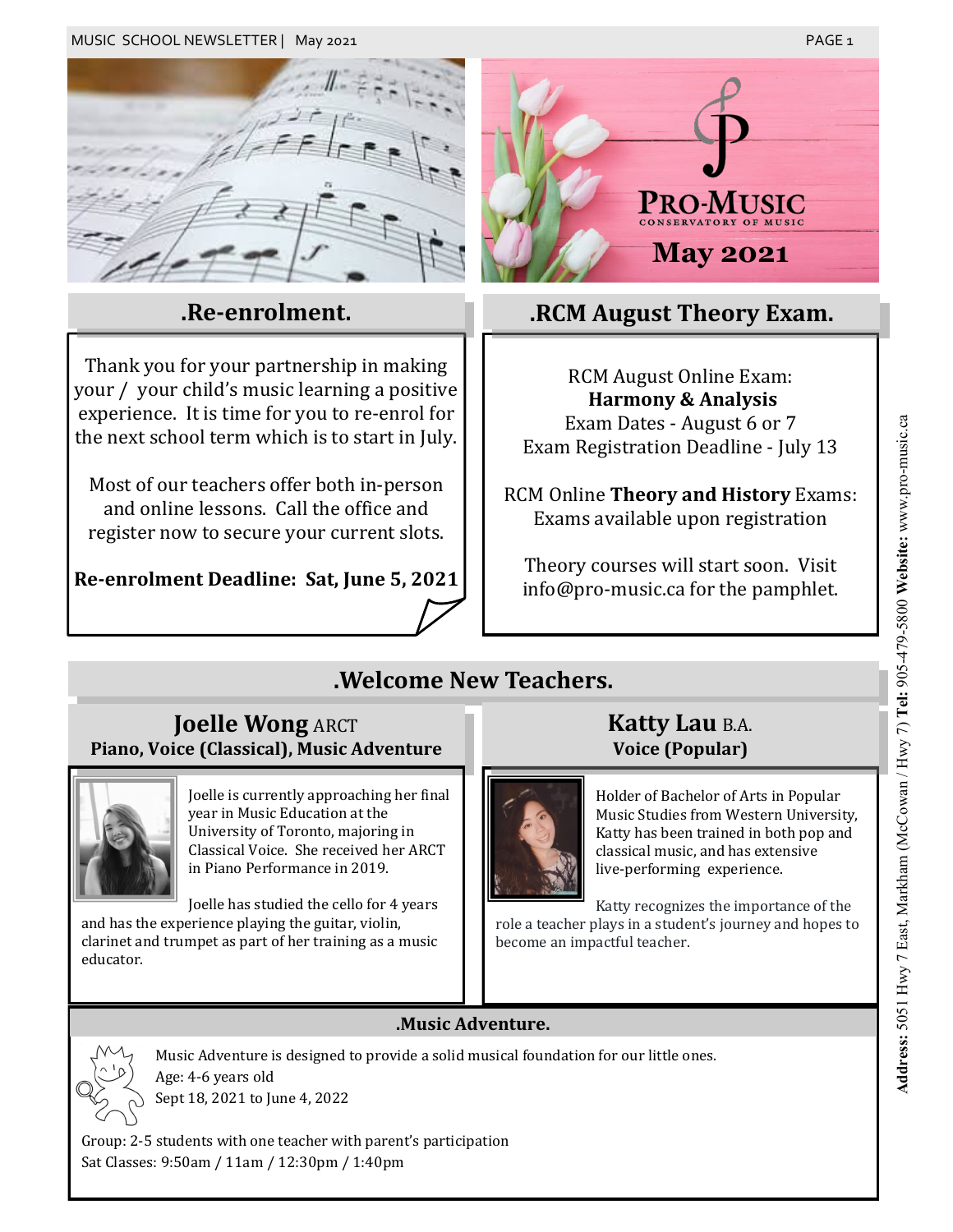**PRO-MUSIC**
CONSERVATORY OF MUSIC
**May 2021**

## .Re-enrolment.

Thank you for your partnership in making your / your child's music learning a positive experience. It is time for you to re-enrol for the next school term which is to start in July.

Most of our teachers offer both in-person and online lessons. Call the office and register now to secure your current slots.

**Re-enrolment Deadline: Sat, June 5, 2021**

## .RCM August Theory Exam.

RCM August Online Exam:
**Harmony & Analysis**
Exam Dates - August 6 or 7
Exam Registration Deadline - July 13

RCM Online **Theory and History** Exams:
Exams available upon registration

Theory courses will start soon. Visit info@pro-music.ca for the pamphlet.

## .Welcome New Teachers.

### Joelle Wong ARCT
**Piano, Voice (Classical), Music Adventure**

Joelle is currently approaching her final year in Music Education at the University of Toronto, majoring in Classical Voice. She received her ARCT in Piano Performance in 2019.

Joelle has studied the cello for 4 years and has the experience playing the guitar, violin, clarinet and trumpet as part of her training as a music educator.

### Katty Lau B.A.
**Voice (Popular)**

Holder of Bachelor of Arts in Popular Music Studies from Western University, Katty has been trained in both pop and classical music, and has extensive live-performing experience.

Katty recognizes the importance of the role a teacher plays in a student's journey and hopes to become an impactful teacher.

## .Music Adventure.

Music Adventure is designed to provide a solid musical foundation for our little ones.
Age: 4-6 years old
Sept 18, 2021 to June 4, 2022

Group: 2-5 students with one teacher with parent's participation
Sat Classes: 9:50am / 11am / 12:30pm / 1:40pm

**Address:** 5051 Hwy 7 East, Markham (McCowan / Hwy 7) **Tel:** 905-479-5800 **Website:** www.pro-music.ca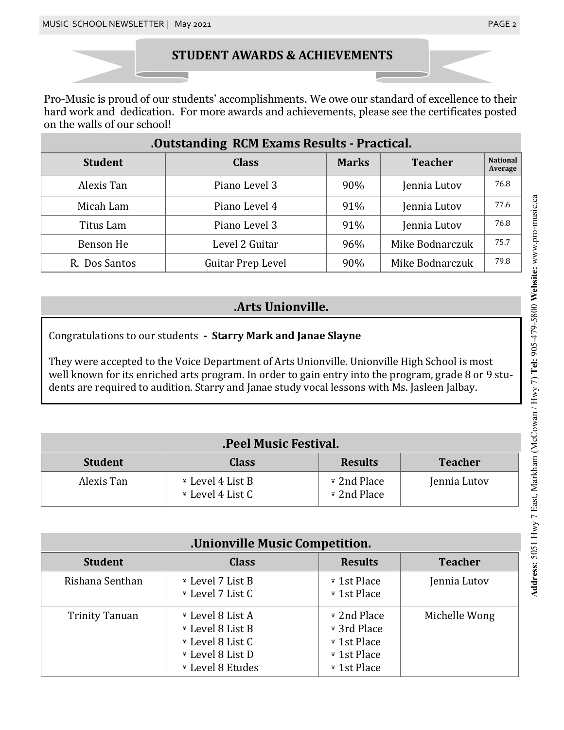## STUDENT AWARDS & ACHIEVEMENTS

Pro-Music is proud of our students' accomplishments. We owe our standard of excellence to their hard work and dedication. For more awards and achievements, please see the certificates posted on the walls of our school!

### .Outstanding RCM Exams Results - Practical.

| Student | Class | Marks | Teacher | National Average |
|---|---|---|---|---|
| Alexis Tan | Piano Level 3 | 90% | Jennia Lutov | 76.8 |
| Micah Lam | Piano Level 4 | 91% | Jennia Lutov | 77.6 |
| Titus Lam | Piano Level 3 | 91% | Jennia Lutov | 76.8 |
| Benson He | Level 2 Guitar | 96% | Mike Bodnarczuk | 75.7 |
| R. Dos Santos | Guitar Prep Level | 90% | Mike Bodnarczuk | 79.8 |

### .Arts Unionville.

Congratulations to our students **- Starry Mark and Janae Slayne**

They were accepted to the Voice Department of Arts Unionville. Unionville High School is most well known for its enriched arts program. In order to gain entry into the program, grade 8 or 9 students are required to audition. Starry and Janae study vocal lessons with Ms. Jasleen Jalbay.

### .Peel Music Festival.

| Student | Class | Results | Teacher |
|---|---|---|---|
| Alexis Tan | Level 4 List B<br>Level 4 List C | 2nd Place<br>2nd Place | Jennia Lutov |

### .Unionville Music Competition.

| Student | Class | Results | Teacher |
|---|---|---|---|
| Rishana Senthan | Level 7 List B<br>Level 7 List C | 1st Place<br>1st Place | Jennia Lutov |
| Trinity Tanuan | Level 8 List A<br>Level 8 List B<br>Level 8 List C<br>Level 8 List D<br>Level 8 Etudes | 2nd Place<br>3rd Place<br>1st Place<br>1st Place<br>1st Place | Michelle Wong |

**Address:** 5051 Hwy 7 East, Markham (McCowan / Hwy 7) **Tel:** 905-479-5800 **Website:** www.pro-music.ca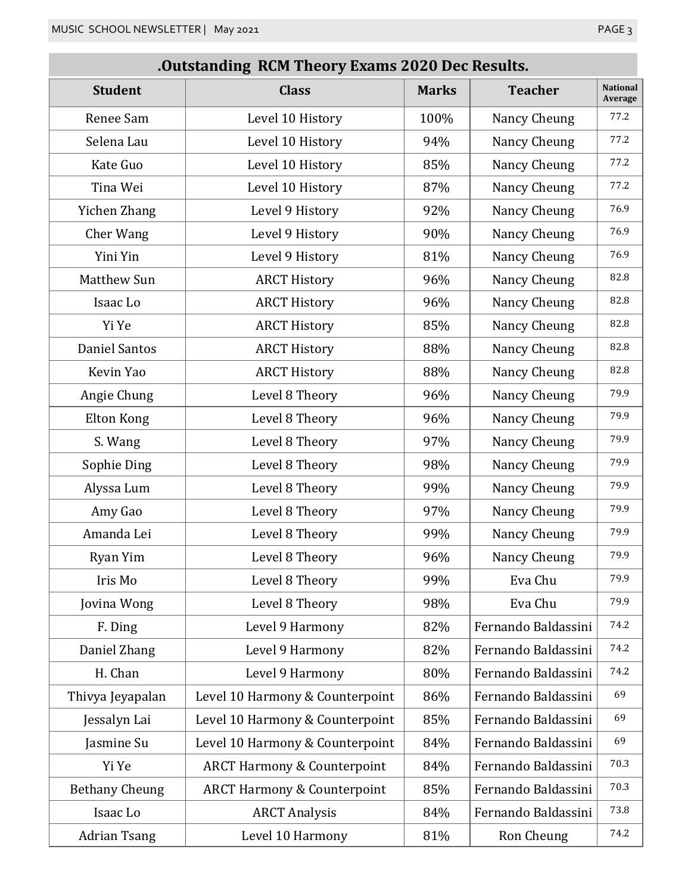## .Outstanding RCM Theory Exams 2020 Dec Results.

| Student | Class | Marks | Teacher | National Average |
|---|---|---|---|---|
| Renee Sam | Level 10 History | 100% | Nancy Cheung | 77.2 |
| Selena Lau | Level 10 History | 94% | Nancy Cheung | 77.2 |
| Kate Guo | Level 10 History | 85% | Nancy Cheung | 77.2 |
| Tina Wei | Level 10 History | 87% | Nancy Cheung | 77.2 |
| Yichen Zhang | Level 9 History | 92% | Nancy Cheung | 76.9 |
| Cher Wang | Level 9 History | 90% | Nancy Cheung | 76.9 |
| Yini Yin | Level 9 History | 81% | Nancy Cheung | 76.9 |
| Matthew Sun | ARCT History | 96% | Nancy Cheung | 82.8 |
| Isaac Lo | ARCT History | 96% | Nancy Cheung | 82.8 |
| Yi Ye | ARCT History | 85% | Nancy Cheung | 82.8 |
| Daniel Santos | ARCT History | 88% | Nancy Cheung | 82.8 |
| Kevin Yao | ARCT History | 88% | Nancy Cheung | 82.8 |
| Angie Chung | Level 8 Theory | 96% | Nancy Cheung | 79.9 |
| Elton Kong | Level 8 Theory | 96% | Nancy Cheung | 79.9 |
| S. Wang | Level 8 Theory | 97% | Nancy Cheung | 79.9 |
| Sophie Ding | Level 8 Theory | 98% | Nancy Cheung | 79.9 |
| Alyssa Lum | Level 8 Theory | 99% | Nancy Cheung | 79.9 |
| Amy Gao | Level 8 Theory | 97% | Nancy Cheung | 79.9 |
| Amanda Lei | Level 8 Theory | 99% | Nancy Cheung | 79.9 |
| Ryan Yim | Level 8 Theory | 96% | Nancy Cheung | 79.9 |
| Iris Mo | Level 8 Theory | 99% | Eva Chu | 79.9 |
| Jovina Wong | Level 8 Theory | 98% | Eva Chu | 79.9 |
| F. Ding | Level 9 Harmony | 82% | Fernando Baldassini | 74.2 |
| Daniel Zhang | Level 9 Harmony | 82% | Fernando Baldassini | 74.2 |
| H. Chan | Level 9 Harmony | 80% | Fernando Baldassini | 74.2 |
| Thivya Jeyapalan | Level 10 Harmony & Counterpoint | 86% | Fernando Baldassini | 69 |
| Jessalyn Lai | Level 10 Harmony & Counterpoint | 85% | Fernando Baldassini | 69 |
| Jasmine Su | Level 10 Harmony & Counterpoint | 84% | Fernando Baldassini | 69 |
| Yi Ye | ARCT Harmony & Counterpoint | 84% | Fernando Baldassini | 70.3 |
| Bethany Cheung | ARCT Harmony & Counterpoint | 85% | Fernando Baldassini | 70.3 |
| Isaac Lo | ARCT Analysis | 84% | Fernando Baldassini | 73.8 |
| Adrian Tsang | Level 10 Harmony | 81% | Ron Cheung | 74.2 |